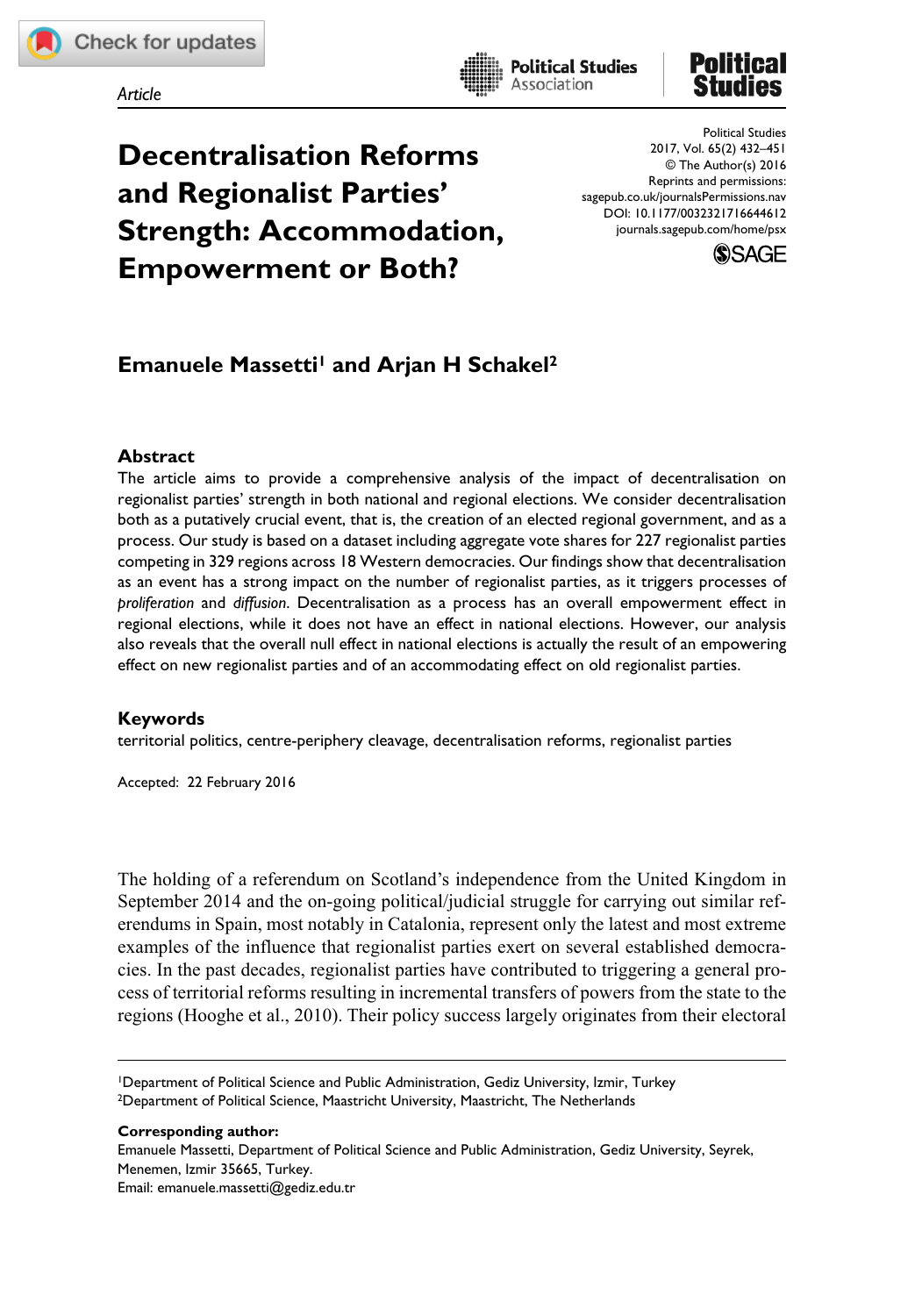Article

# Decentralisation Reforms and Regionalist Parties' Strength: Accommodation, Empowerment or Both?

**Emanuele Massetti[1] and Arjan H Schakel[2]**

## Abstract

The article aims to provide a comprehensive analysis of the impact of decentralisation on regionalist parties' strength in both national and regional elections. We consider decentralisation both as a putatively crucial event, that is, the creation of an elected regional government, and as a process. Our study is based on a dataset including aggregate vote shares for 227 regionalist parties competing in 329 regions across 18 Western democracies. Our findings show that decentralisation as an event has a strong impact on the number of regionalist parties, as it triggers processes of *proliferation* and *diffusion*. Decentralisation as a process has an overall empowerment effect in regional elections, while it does not have an effect in national elections. However, our analysis also reveals that the overall null effect in national elections is actually the result of an empowering effect on new regionalist parties and of an accommodating effect on old regionalist parties.

## Keywords

territorial politics, centre-periphery cleavage, decentralisation reforms, regionalist parties

Accepted: 22 February 2016

The holding of a referendum on Scotland's independence from the United Kingdom in September 2014 and the on-going political/judicial struggle for carrying out similar referendums in Spain, most notably in Catalonia, represent only the latest and most extreme examples of the influence that regionalist parties exert on several established democracies. In the past decades, regionalist parties have contributed to triggering a general process of territorial reforms resulting in incremental transfers of powers from the state to the regions (Hooghe et al., 2010). Their policy success largely originates from their electoral

---

[1]Department of Political Science and Public Administration, Gediz University, Izmir, Turkey
[2]Department of Political Science, Maastricht University, Maastricht, The Netherlands

**Corresponding author:**
Emanuele Massetti, Department of Political Science and Public Administration, Gediz University, Seyrek, Menemen, Izmir 35665, Turkey.
Email: emanuele.massetti@gediz.edu.tr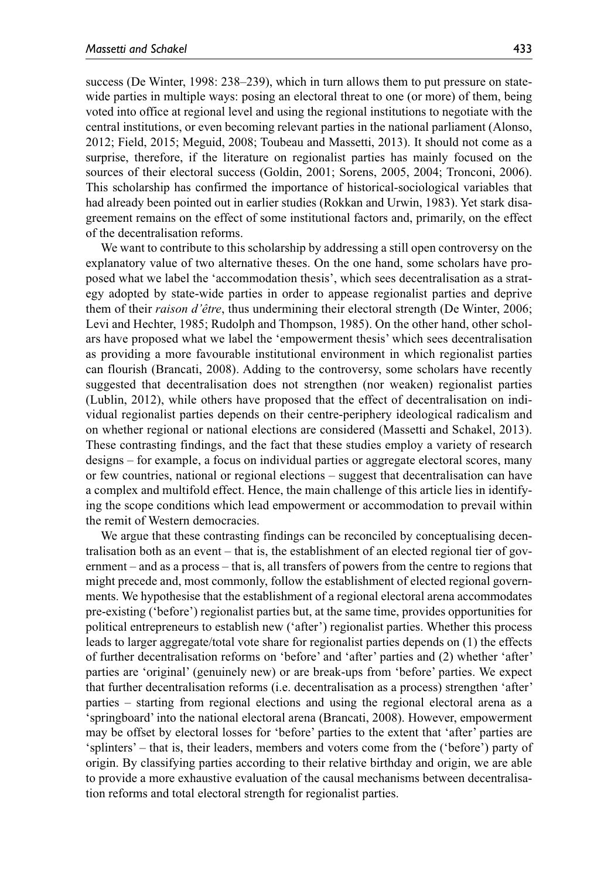success (De Winter, 1998: 238–239), which in turn allows them to put pressure on state-wide parties in multiple ways: posing an electoral threat to one (or more) of them, being voted into office at regional level and using the regional institutions to negotiate with the central institutions, or even becoming relevant parties in the national parliament (Alonso, 2012; Field, 2015; Meguid, 2008; Toubeau and Massetti, 2013). It should not come as a surprise, therefore, if the literature on regionalist parties has mainly focused on the sources of their electoral success (Goldin, 2001; Sorens, 2005, 2004; Tronconi, 2006). This scholarship has confirmed the importance of historical-sociological variables that had already been pointed out in earlier studies (Rokkan and Urwin, 1983). Yet stark disagreement remains on the effect of some institutional factors and, primarily, on the effect of the decentralisation reforms.

We want to contribute to this scholarship by addressing a still open controversy on the explanatory value of two alternative theses. On the one hand, some scholars have proposed what we label the 'accommodation thesis', which sees decentralisation as a strategy adopted by state-wide parties in order to appease regionalist parties and deprive them of their *raison d'être*, thus undermining their electoral strength (De Winter, 2006; Levi and Hechter, 1985; Rudolph and Thompson, 1985). On the other hand, other scholars have proposed what we label the 'empowerment thesis' which sees decentralisation as providing a more favourable institutional environment in which regionalist parties can flourish (Brancati, 2008). Adding to the controversy, some scholars have recently suggested that decentralisation does not strengthen (nor weaken) regionalist parties (Lublin, 2012), while others have proposed that the effect of decentralisation on individual regionalist parties depends on their centre-periphery ideological radicalism and on whether regional or national elections are considered (Massetti and Schakel, 2013). These contrasting findings, and the fact that these studies employ a variety of research designs – for example, a focus on individual parties or aggregate electoral scores, many or few countries, national or regional elections – suggest that decentralisation can have a complex and multifold effect. Hence, the main challenge of this article lies in identifying the scope conditions which lead empowerment or accommodation to prevail within the remit of Western democracies.

We argue that these contrasting findings can be reconciled by conceptualising decentralisation both as an event – that is, the establishment of an elected regional tier of government – and as a process – that is, all transfers of powers from the centre to regions that might precede and, most commonly, follow the establishment of elected regional governments. We hypothesise that the establishment of a regional electoral arena accommodates pre-existing ('before') regionalist parties but, at the same time, provides opportunities for political entrepreneurs to establish new ('after') regionalist parties. Whether this process leads to larger aggregate/total vote share for regionalist parties depends on (1) the effects of further decentralisation reforms on 'before' and 'after' parties and (2) whether 'after' parties are 'original' (genuinely new) or are break-ups from 'before' parties. We expect that further decentralisation reforms (i.e. decentralisation as a process) strengthen 'after' parties – starting from regional elections and using the regional electoral arena as a 'springboard' into the national electoral arena (Brancati, 2008). However, empowerment may be offset by electoral losses for 'before' parties to the extent that 'after' parties are 'splinters' – that is, their leaders, members and voters come from the ('before') party of origin. By classifying parties according to their relative birthday and origin, we are able to provide a more exhaustive evaluation of the causal mechanisms between decentralisation reforms and total electoral strength for regionalist parties.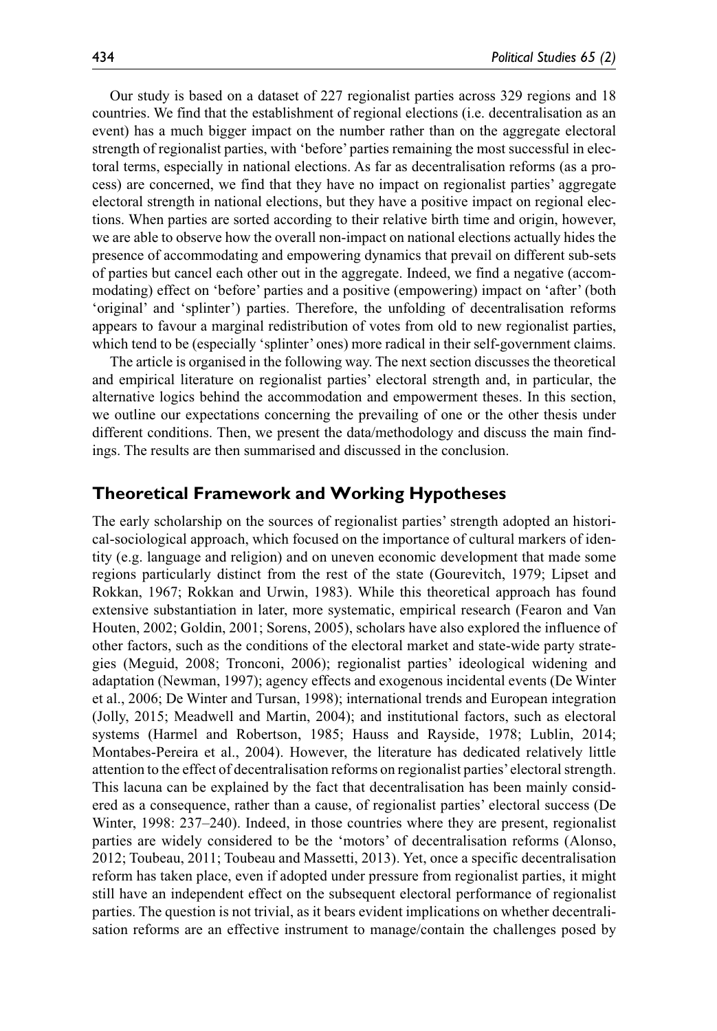Our study is based on a dataset of 227 regionalist parties across 329 regions and 18 countries. We find that the establishment of regional elections (i.e. decentralisation as an event) has a much bigger impact on the number rather than on the aggregate electoral strength of regionalist parties, with 'before' parties remaining the most successful in electoral terms, especially in national elections. As far as decentralisation reforms (as a process) are concerned, we find that they have no impact on regionalist parties' aggregate electoral strength in national elections, but they have a positive impact on regional elections. When parties are sorted according to their relative birth time and origin, however, we are able to observe how the overall non-impact on national elections actually hides the presence of accommodating and empowering dynamics that prevail on different sub-sets of parties but cancel each other out in the aggregate. Indeed, we find a negative (accommodating) effect on 'before' parties and a positive (empowering) impact on 'after' (both 'original' and 'splinter') parties. Therefore, the unfolding of decentralisation reforms appears to favour a marginal redistribution of votes from old to new regionalist parties, which tend to be (especially 'splinter' ones) more radical in their self-government claims.

The article is organised in the following way. The next section discusses the theoretical and empirical literature on regionalist parties' electoral strength and, in particular, the alternative logics behind the accommodation and empowerment theses. In this section, we outline our expectations concerning the prevailing of one or the other thesis under different conditions. Then, we present the data/methodology and discuss the main findings. The results are then summarised and discussed in the conclusion.

## Theoretical Framework and Working Hypotheses

The early scholarship on the sources of regionalist parties' strength adopted an historical-sociological approach, which focused on the importance of cultural markers of identity (e.g. language and religion) and on uneven economic development that made some regions particularly distinct from the rest of the state (Gourevitch, 1979; Lipset and Rokkan, 1967; Rokkan and Urwin, 1983). While this theoretical approach has found extensive substantiation in later, more systematic, empirical research (Fearon and Van Houten, 2002; Goldin, 2001; Sorens, 2005), scholars have also explored the influence of other factors, such as the conditions of the electoral market and state-wide party strategies (Meguid, 2008; Tronconi, 2006); regionalist parties' ideological widening and adaptation (Newman, 1997); agency effects and exogenous incidental events (De Winter et al., 2006; De Winter and Tursan, 1998); international trends and European integration (Jolly, 2015; Meadwell and Martin, 2004); and institutional factors, such as electoral systems (Harmel and Robertson, 1985; Hauss and Rayside, 1978; Lublin, 2014; Montabes-Pereira et al., 2004). However, the literature has dedicated relatively little attention to the effect of decentralisation reforms on regionalist parties' electoral strength. This lacuna can be explained by the fact that decentralisation has been mainly considered as a consequence, rather than a cause, of regionalist parties' electoral success (De Winter, 1998: 237–240). Indeed, in those countries where they are present, regionalist parties are widely considered to be the 'motors' of decentralisation reforms (Alonso, 2012; Toubeau, 2011; Toubeau and Massetti, 2013). Yet, once a specific decentralisation reform has taken place, even if adopted under pressure from regionalist parties, it might still have an independent effect on the subsequent electoral performance of regionalist parties. The question is not trivial, as it bears evident implications on whether decentralisation reforms are an effective instrument to manage/contain the challenges posed by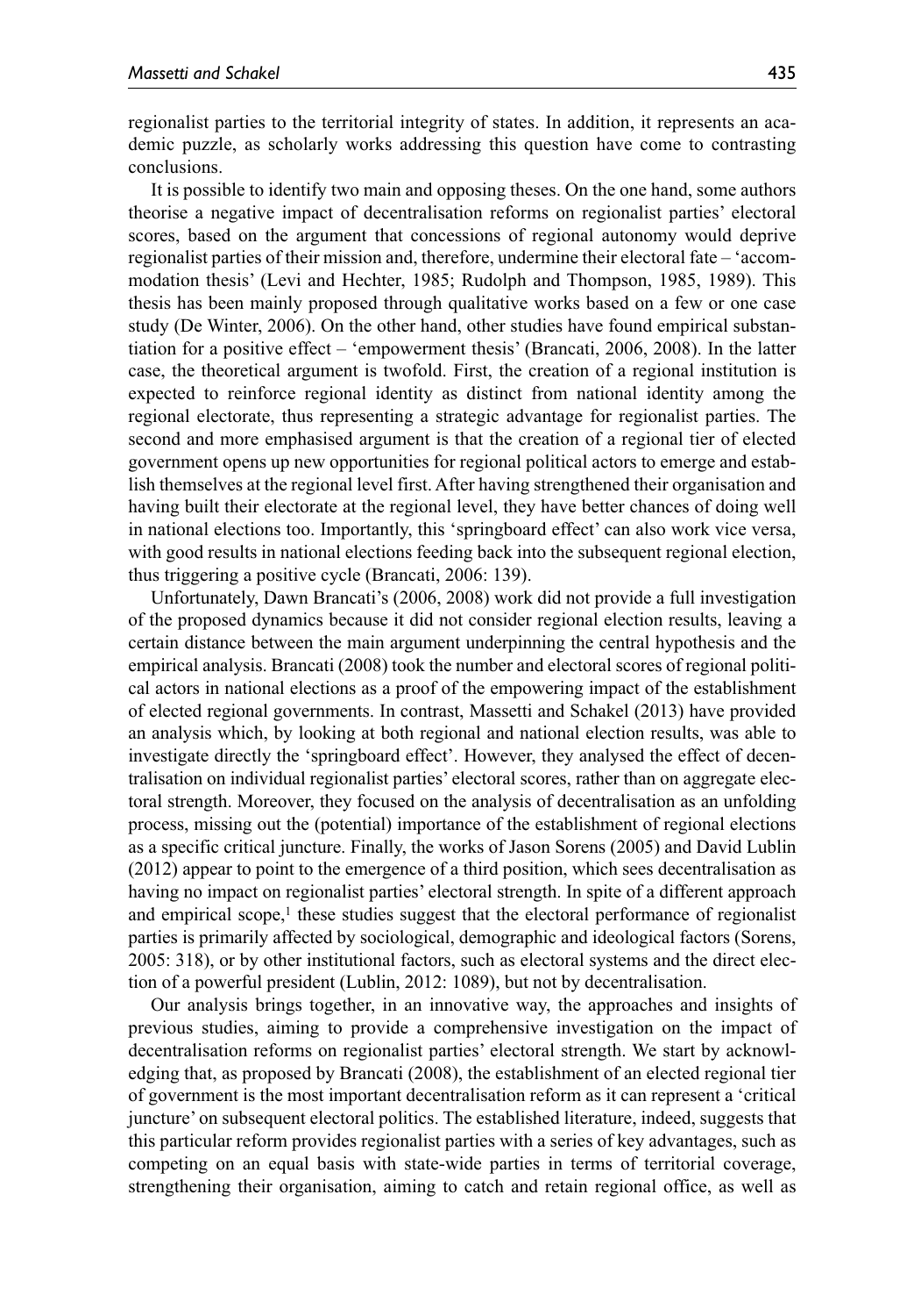regionalist parties to the territorial integrity of states. In addition, it represents an academic puzzle, as scholarly works addressing this question have come to contrasting conclusions.

It is possible to identify two main and opposing theses. On the one hand, some authors theorise a negative impact of decentralisation reforms on regionalist parties' electoral scores, based on the argument that concessions of regional autonomy would deprive regionalist parties of their mission and, therefore, undermine their electoral fate – 'accommodation thesis' (Levi and Hechter, 1985; Rudolph and Thompson, 1985, 1989). This thesis has been mainly proposed through qualitative works based on a few or one case study (De Winter, 2006). On the other hand, other studies have found empirical substantiation for a positive effect – 'empowerment thesis' (Brancati, 2006, 2008). In the latter case, the theoretical argument is twofold. First, the creation of a regional institution is expected to reinforce regional identity as distinct from national identity among the regional electorate, thus representing a strategic advantage for regionalist parties. The second and more emphasised argument is that the creation of a regional tier of elected government opens up new opportunities for regional political actors to emerge and establish themselves at the regional level first. After having strengthened their organisation and having built their electorate at the regional level, they have better chances of doing well in national elections too. Importantly, this 'springboard effect' can also work vice versa, with good results in national elections feeding back into the subsequent regional election, thus triggering a positive cycle (Brancati, 2006: 139).

Unfortunately, Dawn Brancati's (2006, 2008) work did not provide a full investigation of the proposed dynamics because it did not consider regional election results, leaving a certain distance between the main argument underpinning the central hypothesis and the empirical analysis. Brancati (2008) took the number and electoral scores of regional political actors in national elections as a proof of the empowering impact of the establishment of elected regional governments. In contrast, Massetti and Schakel (2013) have provided an analysis which, by looking at both regional and national election results, was able to investigate directly the 'springboard effect'. However, they analysed the effect of decentralisation on individual regionalist parties' electoral scores, rather than on aggregate electoral strength. Moreover, they focused on the analysis of decentralisation as an unfolding process, missing out the (potential) importance of the establishment of regional elections as a specific critical juncture. Finally, the works of Jason Sorens (2005) and David Lublin (2012) appear to point to the emergence of a third position, which sees decentralisation as having no impact on regionalist parties' electoral strength. In spite of a different approach and empirical scope,[1] these studies suggest that the electoral performance of regionalist parties is primarily affected by sociological, demographic and ideological factors (Sorens, 2005: 318), or by other institutional factors, such as electoral systems and the direct election of a powerful president (Lublin, 2012: 1089), but not by decentralisation.

Our analysis brings together, in an innovative way, the approaches and insights of previous studies, aiming to provide a comprehensive investigation on the impact of decentralisation reforms on regionalist parties' electoral strength. We start by acknowledging that, as proposed by Brancati (2008), the establishment of an elected regional tier of government is the most important decentralisation reform as it can represent a 'critical juncture' on subsequent electoral politics. The established literature, indeed, suggests that this particular reform provides regionalist parties with a series of key advantages, such as competing on an equal basis with state-wide parties in terms of territorial coverage, strengthening their organisation, aiming to catch and retain regional office, as well as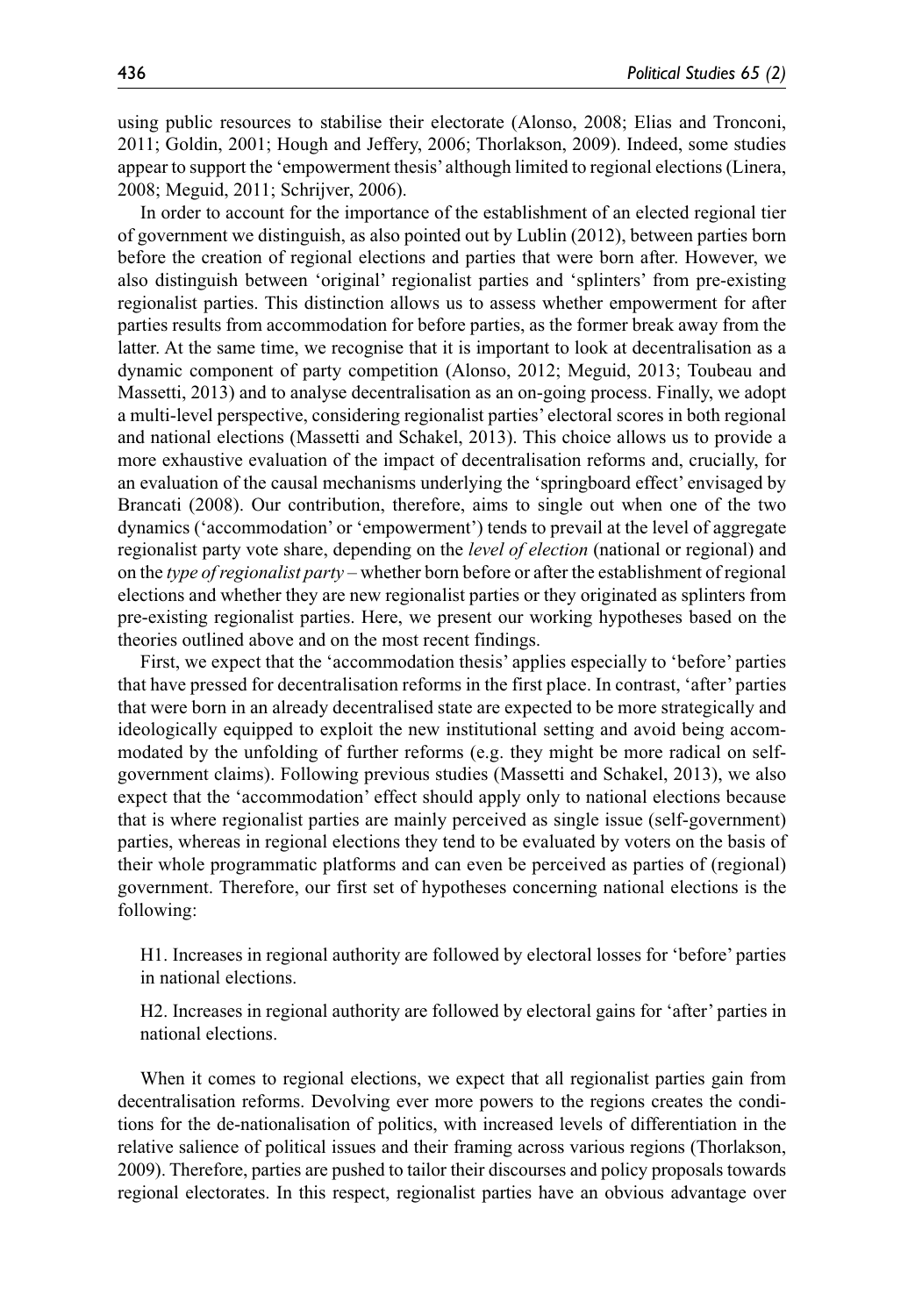using public resources to stabilise their electorate (Alonso, 2008; Elias and Tronconi, 2011; Goldin, 2001; Hough and Jeffery, 2006; Thorlakson, 2009). Indeed, some studies appear to support the 'empowerment thesis' although limited to regional elections (Linera, 2008; Meguid, 2011; Schrijver, 2006).

In order to account for the importance of the establishment of an elected regional tier of government we distinguish, as also pointed out by Lublin (2012), between parties born before the creation of regional elections and parties that were born after. However, we also distinguish between 'original' regionalist parties and 'splinters' from pre-existing regionalist parties. This distinction allows us to assess whether empowerment for after parties results from accommodation for before parties, as the former break away from the latter. At the same time, we recognise that it is important to look at decentralisation as a dynamic component of party competition (Alonso, 2012; Meguid, 2013; Toubeau and Massetti, 2013) and to analyse decentralisation as an on-going process. Finally, we adopt a multi-level perspective, considering regionalist parties' electoral scores in both regional and national elections (Massetti and Schakel, 2013). This choice allows us to provide a more exhaustive evaluation of the impact of decentralisation reforms and, crucially, for an evaluation of the causal mechanisms underlying the 'springboard effect' envisaged by Brancati (2008). Our contribution, therefore, aims to single out when one of the two dynamics ('accommodation' or 'empowerment') tends to prevail at the level of aggregate regionalist party vote share, depending on the *level of election* (national or regional) and on the *type of regionalist party* – whether born before or after the establishment of regional elections and whether they are new regionalist parties or they originated as splinters from pre-existing regionalist parties. Here, we present our working hypotheses based on the theories outlined above and on the most recent findings.

First, we expect that the 'accommodation thesis' applies especially to 'before' parties that have pressed for decentralisation reforms in the first place. In contrast, 'after' parties that were born in an already decentralised state are expected to be more strategically and ideologically equipped to exploit the new institutional setting and avoid being accommodated by the unfolding of further reforms (e.g. they might be more radical on self-government claims). Following previous studies (Massetti and Schakel, 2013), we also expect that the 'accommodation' effect should apply only to national elections because that is where regionalist parties are mainly perceived as single issue (self-government) parties, whereas in regional elections they tend to be evaluated by voters on the basis of their whole programmatic platforms and can even be perceived as parties of (regional) government. Therefore, our first set of hypotheses concerning national elections is the following:

H1. Increases in regional authority are followed by electoral losses for 'before' parties in national elections.

H2. Increases in regional authority are followed by electoral gains for 'after' parties in national elections.

When it comes to regional elections, we expect that all regionalist parties gain from decentralisation reforms. Devolving ever more powers to the regions creates the conditions for the de-nationalisation of politics, with increased levels of differentiation in the relative salience of political issues and their framing across various regions (Thorlakson, 2009). Therefore, parties are pushed to tailor their discourses and policy proposals towards regional electorates. In this respect, regionalist parties have an obvious advantage over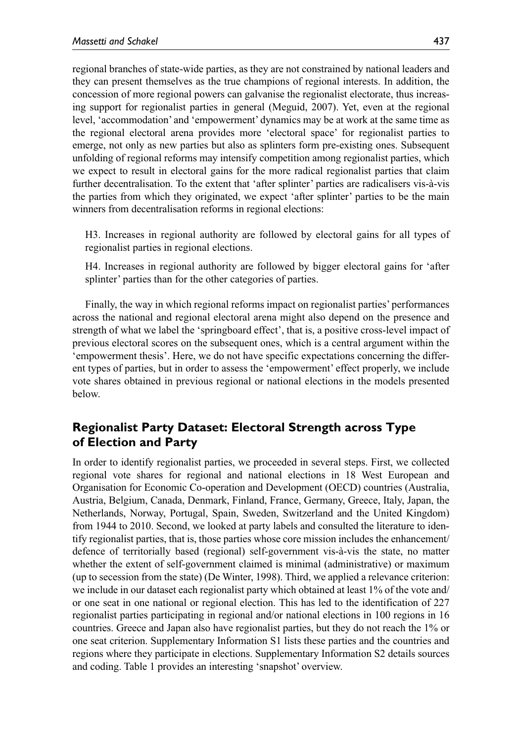regional branches of state-wide parties, as they are not constrained by national leaders and they can present themselves as the true champions of regional interests. In addition, the concession of more regional powers can galvanise the regionalist electorate, thus increasing support for regionalist parties in general (Meguid, 2007). Yet, even at the regional level, 'accommodation' and 'empowerment' dynamics may be at work at the same time as the regional electoral arena provides more 'electoral space' for regionalist parties to emerge, not only as new parties but also as splinters form pre-existing ones. Subsequent unfolding of regional reforms may intensify competition among regionalist parties, which we expect to result in electoral gains for the more radical regionalist parties that claim further decentralisation. To the extent that 'after splinter' parties are radicalisers vis-à-vis the parties from which they originated, we expect 'after splinter' parties to be the main winners from decentralisation reforms in regional elections:

> H3. Increases in regional authority are followed by electoral gains for all types of regionalist parties in regional elections.

> H4. Increases in regional authority are followed by bigger electoral gains for 'after splinter' parties than for the other categories of parties.

Finally, the way in which regional reforms impact on regionalist parties' performances across the national and regional electoral arena might also depend on the presence and strength of what we label the 'springboard effect', that is, a positive cross-level impact of previous electoral scores on the subsequent ones, which is a central argument within the 'empowerment thesis'. Here, we do not have specific expectations concerning the different types of parties, but in order to assess the 'empowerment' effect properly, we include vote shares obtained in previous regional or national elections in the models presented below.

## Regionalist Party Dataset: Electoral Strength across Type of Election and Party

In order to identify regionalist parties, we proceeded in several steps. First, we collected regional vote shares for regional and national elections in 18 West European and Organisation for Economic Co-operation and Development (OECD) countries (Australia, Austria, Belgium, Canada, Denmark, Finland, France, Germany, Greece, Italy, Japan, the Netherlands, Norway, Portugal, Spain, Sweden, Switzerland and the United Kingdom) from 1944 to 2010. Second, we looked at party labels and consulted the literature to identify regionalist parties, that is, those parties whose core mission includes the enhancement/defence of territorially based (regional) self-government vis-à-vis the state, no matter whether the extent of self-government claimed is minimal (administrative) or maximum (up to secession from the state) (De Winter, 1998). Third, we applied a relevance criterion: we include in our dataset each regionalist party which obtained at least 1% of the vote and/or one seat in one national or regional election. This has led to the identification of 227 regionalist parties participating in regional and/or national elections in 100 regions in 16 countries. Greece and Japan also have regionalist parties, but they do not reach the 1% or one seat criterion. Supplementary Information S1 lists these parties and the countries and regions where they participate in elections. Supplementary Information S2 details sources and coding. Table 1 provides an interesting 'snapshot' overview.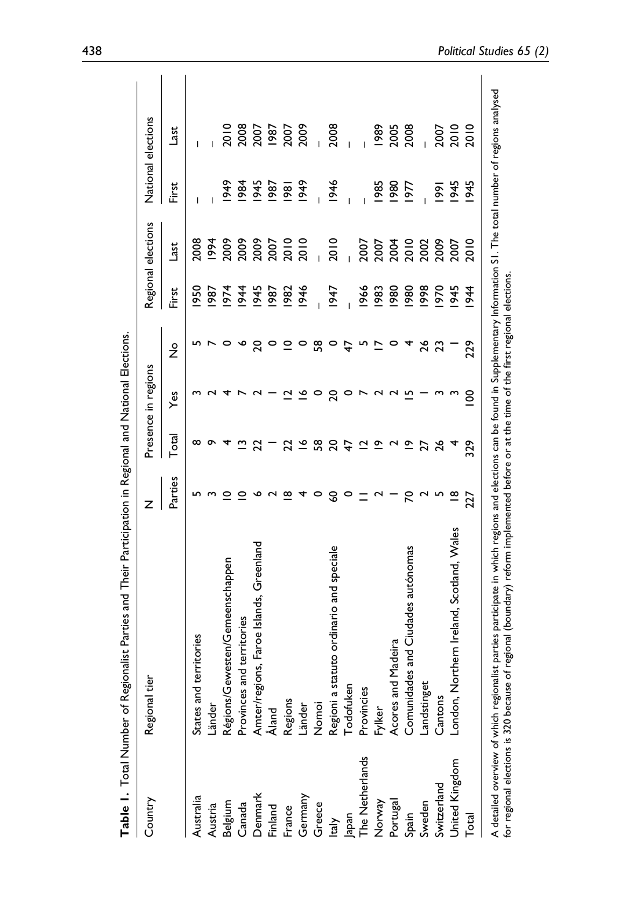**Table 1.** Total Number of Regionalist Parties and Their Participation in Regional and National Elections.

| Country | Regional tier | N | Presence in regions | | | Regional elections | | National elections | |
|---|---|---|---|---|---|---|---|---|---|
| | | Parties | Total | Yes | No | First | Last | First | Last |
| Australia | States and territories | 5 | 8 | 3 | 5 | 1950 | 2008 | – | – |
| Austria | Länder | 3 | 9 | 2 | 7 | 1987 | 1994 | – | – |
| Belgium | Régions/Gewesten/Gemeenschappen | 10 | 4 | 4 | 0 | 1974 | 2009 | 1949 | 2010 |
| Canada | Provinces and territories | 10 | 13 | 7 | 6 | 1944 | 2009 | 1984 | 2008 |
| Denmark | Amter/regions, Faroe Islands, Greenland | 6 | 22 | 2 | 20 | 1945 | 2009 | 1945 | 2007 |
| Finland | Åland | 2 | 1 | 1 | 0 | 1987 | 2007 | 1987 | 1987 |
| France | Regions | 18 | 22 | 12 | 10 | 1982 | 2010 | 1981 | 2007 |
| Germany | Länder | 4 | 16 | 16 | 0 | 1946 | 2010 | 1949 | 2009 |
| Greece | Nomoi | 0 | 58 | 0 | 58 | – | – | – | – |
| Italy | Regioni a statuto ordinario and speciale | 60 | 20 | 20 | 0 | 1947 | 2010 | 1946 | 2008 |
| Japan | Todofuken | 0 | 47 | 0 | 47 | – | – | – | – |
| The Netherlands | Provincies | 11 | 12 | 7 | 5 | 1966 | 2007 | – | – |
| Norway | Fylker | 2 | 19 | 2 | 17 | 1983 | 2007 | 1985 | 1989 |
| Portugal | Acores and Madeira | 1 | 2 | 2 | 0 | 1980 | 2004 | 1980 | 2005 |
| Spain | Comunidades and Ciudades autónomas | 70 | 19 | 15 | 4 | 1980 | 2010 | 1977 | 2008 |
| Sweden | Landstinget | 2 | 27 | 1 | 26 | 1998 | 2002 | – | – |
| Switzerland | Cantons | 5 | 26 | 3 | 23 | 1970 | 2009 | 1991 | 2007 |
| United Kingdom | London, Northern Ireland, Scotland, Wales | 18 | 4 | 3 | 1 | 1945 | 2007 | 1945 | 2010 |
| Total | | 227 | 329 | 100 | 229 | 1944 | 2010 | 1945 | 2010 |

A detailed overview of which regionalist parties participate in which regions and elections can be found in Supplementary Information S1. The total number of regions analysed for regional elections is 320 because of regional (boundary) reform implemented before or at the time of the first regional elections.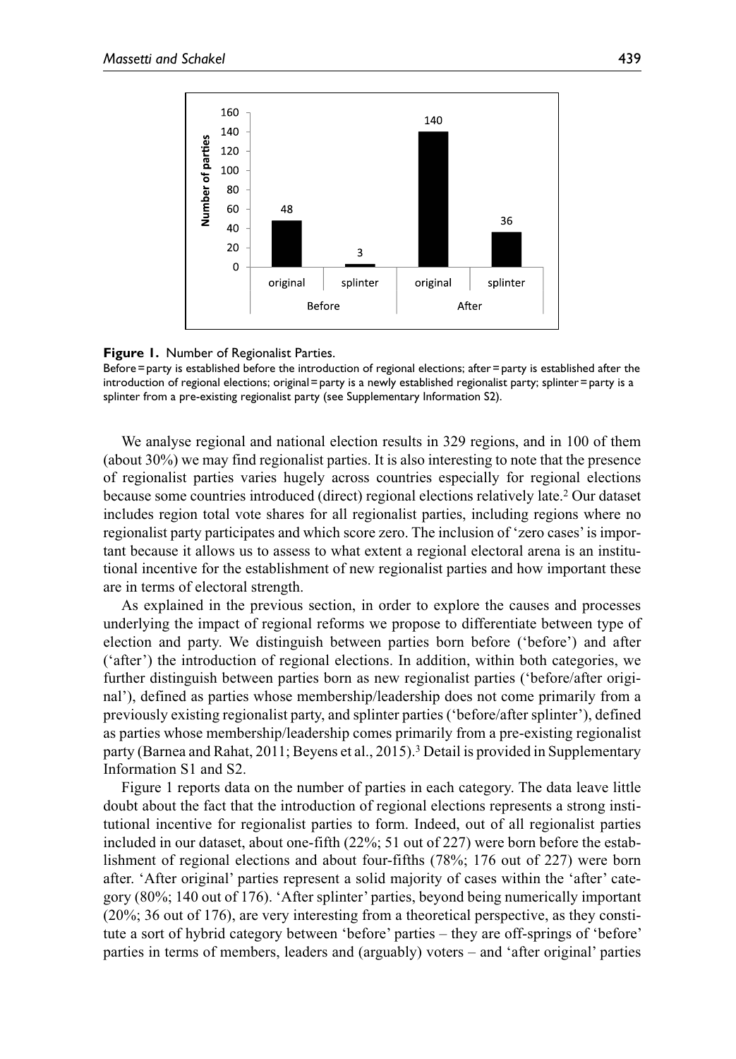**Figure 1.** Number of Regionalist Parties.
Before = party is established before the introduction of regional elections; after = party is established after the introduction of regional elections; original = party is a newly established regionalist party; splinter = party is a splinter from a pre-existing regionalist party (see Supplementary Information S2).

We analyse regional and national election results in 329 regions, and in 100 of them (about 30%) we may find regionalist parties. It is also interesting to note that the presence of regionalist parties varies hugely across countries especially for regional elections because some countries introduced (direct) regional elections relatively late.[2] Our dataset includes region total vote shares for all regionalist parties, including regions where no regionalist party participates and which score zero. The inclusion of 'zero cases' is important because it allows us to assess to what extent a regional electoral arena is an institutional incentive for the establishment of new regionalist parties and how important these are in terms of electoral strength.

As explained in the previous section, in order to explore the causes and processes underlying the impact of regional reforms we propose to differentiate between type of election and party. We distinguish between parties born before ('before') and after ('after') the introduction of regional elections. In addition, within both categories, we further distinguish between parties born as new regionalist parties ('before/after original'), defined as parties whose membership/leadership does not come primarily from a previously existing regionalist party, and splinter parties ('before/after splinter'), defined as parties whose membership/leadership comes primarily from a pre-existing regionalist party (Barnea and Rahat, 2011; Beyens et al., 2015).[3] Detail is provided in Supplementary Information S1 and S2.

Figure 1 reports data on the number of parties in each category. The data leave little doubt about the fact that the introduction of regional elections represents a strong institutional incentive for regionalist parties to form. Indeed, out of all regionalist parties included in our dataset, about one-fifth (22%; 51 out of 227) were born before the establishment of regional elections and about four-fifths (78%; 176 out of 227) were born after. 'After original' parties represent a solid majority of cases within the 'after' category (80%; 140 out of 176). 'After splinter' parties, beyond being numerically important (20%; 36 out of 176), are very interesting from a theoretical perspective, as they constitute a sort of hybrid category between 'before' parties – they are off-springs of 'before' parties in terms of members, leaders and (arguably) voters – and 'after original' parties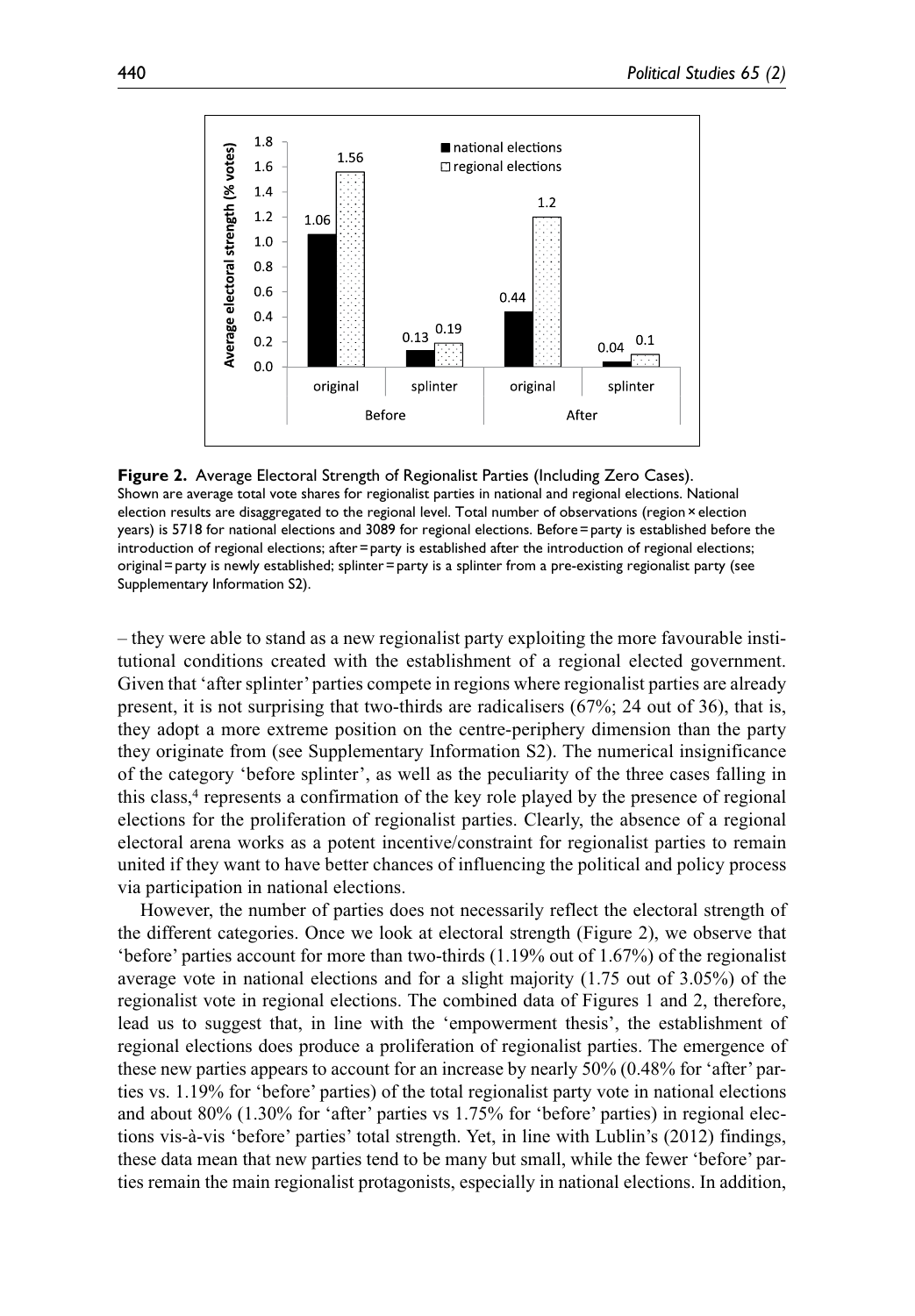**Figure 2.** Average Electoral Strength of Regionalist Parties (Including Zero Cases).
Shown are average total vote shares for regionalist parties in national and regional elections. National election results are disaggregated to the regional level. Total number of observations (region × election years) is 5718 for national elections and 3089 for regional elections. Before = party is established before the introduction of regional elections; after = party is established after the introduction of regional elections; original = party is newly established; splinter = party is a splinter from a pre-existing regionalist party (see Supplementary Information S2).

– they were able to stand as a new regionalist party exploiting the more favourable institutional conditions created with the establishment of a regional elected government. Given that 'after splinter' parties compete in regions where regionalist parties are already present, it is not surprising that two-thirds are radicalisers (67%; 24 out of 36), that is, they adopt a more extreme position on the centre-periphery dimension than the party they originate from (see Supplementary Information S2). The numerical insignificance of the category 'before splinter', as well as the peculiarity of the three cases falling in this class,[4] represents a confirmation of the key role played by the presence of regional elections for the proliferation of regionalist parties. Clearly, the absence of a regional electoral arena works as a potent incentive/constraint for regionalist parties to remain united if they want to have better chances of influencing the political and policy process via participation in national elections.

However, the number of parties does not necessarily reflect the electoral strength of the different categories. Once we look at electoral strength (Figure 2), we observe that 'before' parties account for more than two-thirds (1.19% out of 1.67%) of the regionalist average vote in national elections and for a slight majority (1.75 out of 3.05%) of the regionalist vote in regional elections. The combined data of Figures 1 and 2, therefore, lead us to suggest that, in line with the 'empowerment thesis', the establishment of regional elections does produce a proliferation of regionalist parties. The emergence of these new parties appears to account for an increase by nearly 50% (0.48% for 'after' parties vs. 1.19% for 'before' parties) of the total regionalist party vote in national elections and about 80% (1.30% for 'after' parties vs 1.75% for 'before' parties) in regional elections vis-à-vis 'before' parties' total strength. Yet, in line with Lublin's (2012) findings, these data mean that new parties tend to be many but small, while the fewer 'before' parties remain the main regionalist protagonists, especially in national elections. In addition,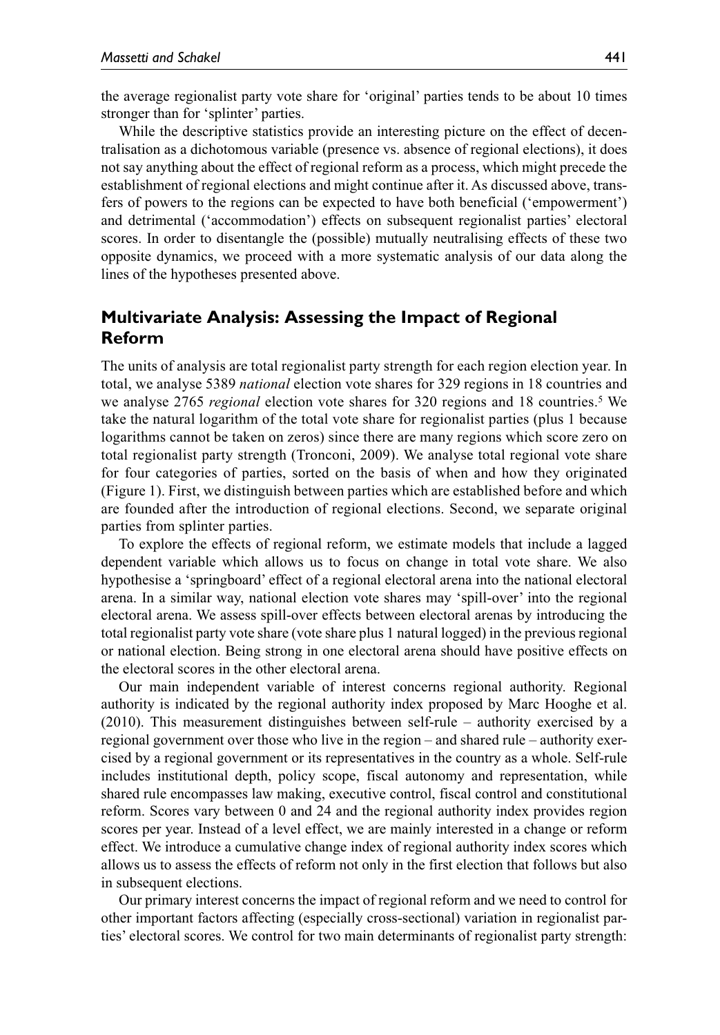the average regionalist party vote share for 'original' parties tends to be about 10 times stronger than for 'splinter' parties.

While the descriptive statistics provide an interesting picture on the effect of decentralisation as a dichotomous variable (presence vs. absence of regional elections), it does not say anything about the effect of regional reform as a process, which might precede the establishment of regional elections and might continue after it. As discussed above, transfers of powers to the regions can be expected to have both beneficial ('empowerment') and detrimental ('accommodation') effects on subsequent regionalist parties' electoral scores. In order to disentangle the (possible) mutually neutralising effects of these two opposite dynamics, we proceed with a more systematic analysis of our data along the lines of the hypotheses presented above.

## Multivariate Analysis: Assessing the Impact of Regional Reform

The units of analysis are total regionalist party strength for each region election year. In total, we analyse 5389 *national* election vote shares for 329 regions in 18 countries and we analyse 2765 *regional* election vote shares for 320 regions and 18 countries.[5] We take the natural logarithm of the total vote share for regionalist parties (plus 1 because logarithms cannot be taken on zeros) since there are many regions which score zero on total regionalist party strength (Tronconi, 2009). We analyse total regional vote share for four categories of parties, sorted on the basis of when and how they originated (Figure 1). First, we distinguish between parties which are established before and which are founded after the introduction of regional elections. Second, we separate original parties from splinter parties.

To explore the effects of regional reform, we estimate models that include a lagged dependent variable which allows us to focus on change in total vote share. We also hypothesise a 'springboard' effect of a regional electoral arena into the national electoral arena. In a similar way, national election vote shares may 'spill-over' into the regional electoral arena. We assess spill-over effects between electoral arenas by introducing the total regionalist party vote share (vote share plus 1 natural logged) in the previous regional or national election. Being strong in one electoral arena should have positive effects on the electoral scores in the other electoral arena.

Our main independent variable of interest concerns regional authority. Regional authority is indicated by the regional authority index proposed by Marc Hooghe et al. (2010). This measurement distinguishes between self-rule – authority exercised by a regional government over those who live in the region – and shared rule – authority exercised by a regional government or its representatives in the country as a whole. Self-rule includes institutional depth, policy scope, fiscal autonomy and representation, while shared rule encompasses law making, executive control, fiscal control and constitutional reform. Scores vary between 0 and 24 and the regional authority index provides region scores per year. Instead of a level effect, we are mainly interested in a change or reform effect. We introduce a cumulative change index of regional authority index scores which allows us to assess the effects of reform not only in the first election that follows but also in subsequent elections.

Our primary interest concerns the impact of regional reform and we need to control for other important factors affecting (especially cross-sectional) variation in regionalist parties' electoral scores. We control for two main determinants of regionalist party strength: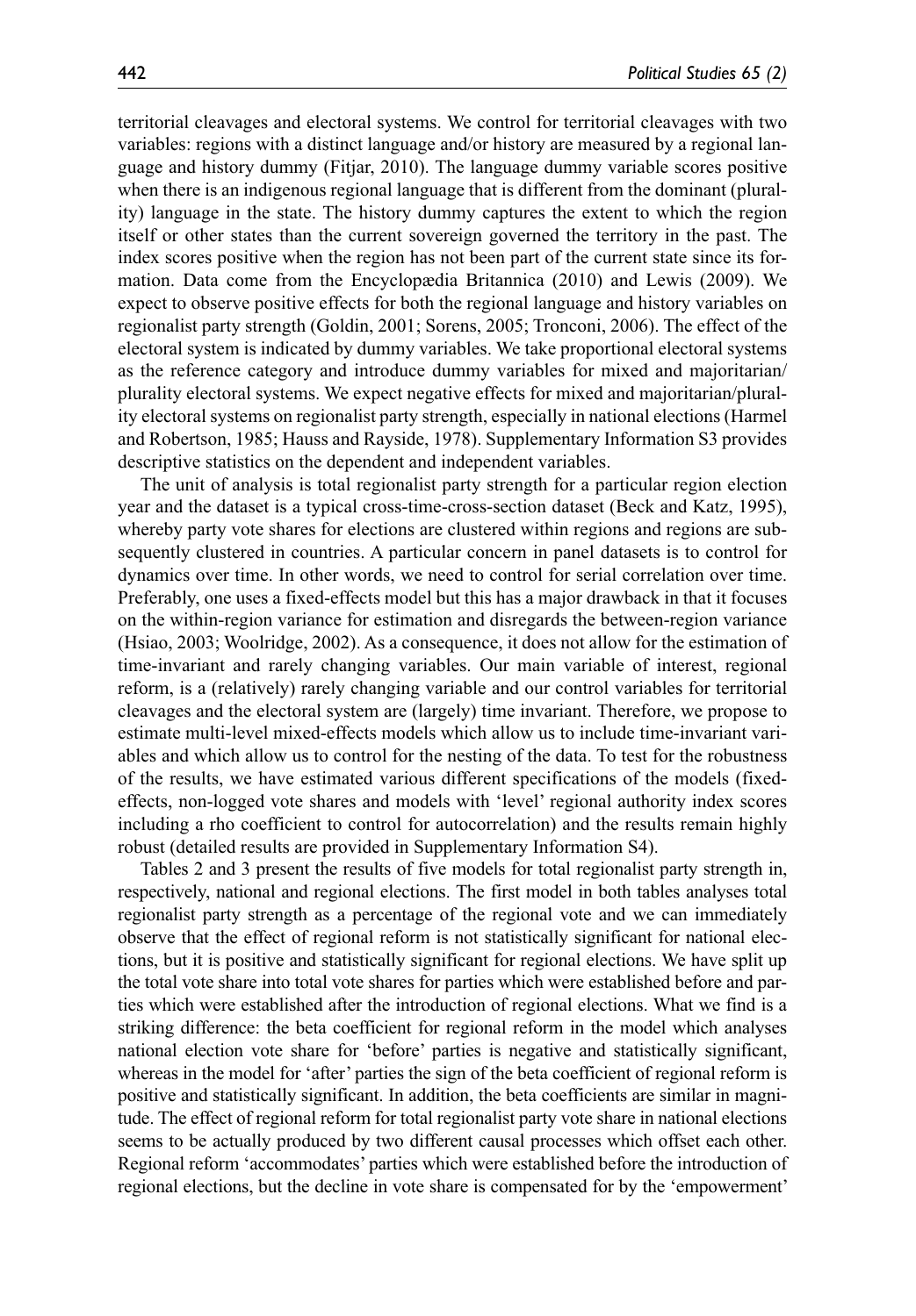territorial cleavages and electoral systems. We control for territorial cleavages with two variables: regions with a distinct language and/or history are measured by a regional language and history dummy (Fitjar, 2010). The language dummy variable scores positive when there is an indigenous regional language that is different from the dominant (plurality) language in the state. The history dummy captures the extent to which the region itself or other states than the current sovereign governed the territory in the past. The index scores positive when the region has not been part of the current state since its formation. Data come from the Encyclopædia Britannica (2010) and Lewis (2009). We expect to observe positive effects for both the regional language and history variables on regionalist party strength (Goldin, 2001; Sorens, 2005; Tronconi, 2006). The effect of the electoral system is indicated by dummy variables. We take proportional electoral systems as the reference category and introduce dummy variables for mixed and majoritarian/plurality electoral systems. We expect negative effects for mixed and majoritarian/plurality electoral systems on regionalist party strength, especially in national elections (Harmel and Robertson, 1985; Hauss and Rayside, 1978). Supplementary Information S3 provides descriptive statistics on the dependent and independent variables.

The unit of analysis is total regionalist party strength for a particular region election year and the dataset is a typical cross-time-cross-section dataset (Beck and Katz, 1995), whereby party vote shares for elections are clustered within regions and regions are subsequently clustered in countries. A particular concern in panel datasets is to control for dynamics over time. In other words, we need to control for serial correlation over time. Preferably, one uses a fixed-effects model but this has a major drawback in that it focuses on the within-region variance for estimation and disregards the between-region variance (Hsiao, 2003; Woolridge, 2002). As a consequence, it does not allow for the estimation of time-invariant and rarely changing variables. Our main variable of interest, regional reform, is a (relatively) rarely changing variable and our control variables for territorial cleavages and the electoral system are (largely) time invariant. Therefore, we propose to estimate multi-level mixed-effects models which allow us to include time-invariant variables and which allow us to control for the nesting of the data. To test for the robustness of the results, we have estimated various different specifications of the models (fixed-effects, non-logged vote shares and models with 'level' regional authority index scores including a rho coefficient to control for autocorrelation) and the results remain highly robust (detailed results are provided in Supplementary Information S4).

Tables 2 and 3 present the results of five models for total regionalist party strength in, respectively, national and regional elections. The first model in both tables analyses total regionalist party strength as a percentage of the regional vote and we can immediately observe that the effect of regional reform is not statistically significant for national elections, but it is positive and statistically significant for regional elections. We have split up the total vote share into total vote shares for parties which were established before and parties which were established after the introduction of regional elections. What we find is a striking difference: the beta coefficient for regional reform in the model which analyses national election vote share for 'before' parties is negative and statistically significant, whereas in the model for 'after' parties the sign of the beta coefficient of regional reform is positive and statistically significant. In addition, the beta coefficients are similar in magnitude. The effect of regional reform for total regionalist party vote share in national elections seems to be actually produced by two different causal processes which offset each other. Regional reform 'accommodates' parties which were established before the introduction of regional elections, but the decline in vote share is compensated for by the 'empowerment'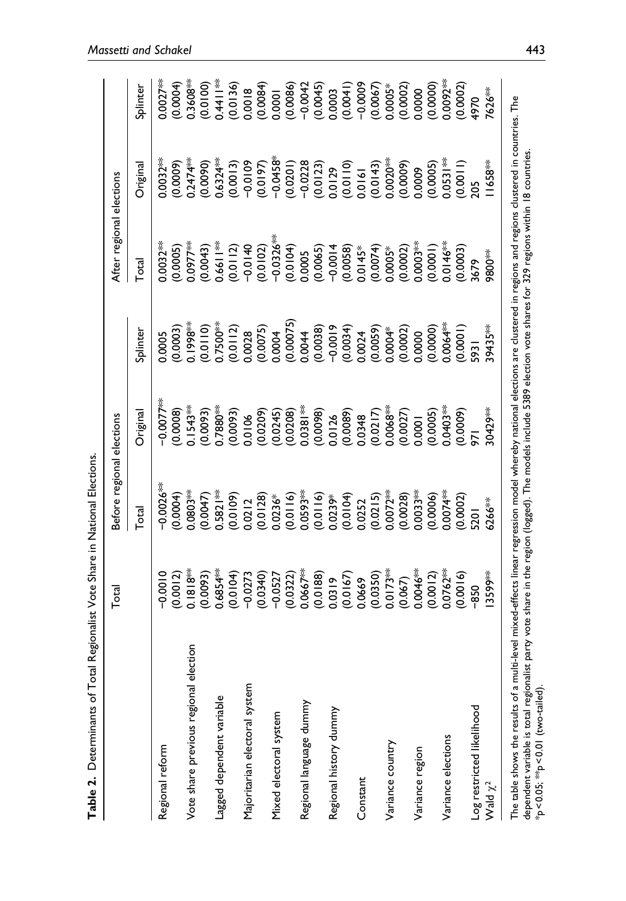**Table 2.** Determinants of Total Regionalist Vote Share in National Elections.

| | Total | Before regional elections | | | After regional elections | | |
|---|---|---|---|---|---|---|---|
| | | Total | Original | Splinter | Total | Original | Splinter |
| Regional reform | −0.0010 | −0.0026** | −0.0077** | 0.0005 | 0.0032** | 0.0032** | 0.0027** |
| | (0.0012) | (0.0004) | (0.0008) | (0.0003) | (0.0005) | (0.0009) | (0.0004) |
| Vote share previous regional election | 0.1818** | 0.0803** | 0.1543** | 0.1998** | 0.0977** | 0.2474** | 0.3608** |
| | (0.0093) | (0.0047) | (0.0093) | (0.0110) | (0.0043) | (0.0090) | (0.0100) |
| Lagged dependent variable | 0.6854** | 0.5821** | 0.7880** | 0.7500** | 0.6611** | 0.6324** | 0.4411** |
| | (0.0104) | (0.0109) | (0.0093) | (0.0112) | (0.0112) | (0.0013) | (0.0136) |
| Majoritarian electoral system | −0.0273 | 0.0212 | 0.0106 | 0.0028 | −0.0140 | −0.0109 | 0.0018 |
| | (0.0340) | (0.0128) | (0.0209) | (0.0075) | (0.0102) | (0.0197) | (0.0084) |
| Mixed electoral system | −0.0527 | 0.0236* | (0.0245) | 0.0004 | −0.0326** | −0.0458* | 0.0001 |
| | (0.0322) | (0.0116) | (0.0208) | (0.00075) | (0.0104) | (0.0201) | (0.0086) |
| Regional language dummy | 0.0667** | 0.0593** | 0.0381** | 0.0044 | 0.0005 | −0.0228 | −0.0042 |
| | (0.0188) | (0.0116) | (0.0098) | (0.0038) | (0.0065) | (0.0123) | (0.0045) |
| Regional history dummy | 0.0319 | 0.0239* | 0.0126 | −0.0019 | −0.0014 | 0.0129 | 0.0003 |
| | (0.0167) | (0.0104) | (0.0089) | (0.0034) | (0.0058) | (0.0110) | (0.0041) |
| Constant | 0.0669 | 0.0252 | 0.0348 | 0.0024 | 0.0145* | 0.0161 | −0.0009 |
| | (0.0350) | (0.0215) | (0.0217) | (0.0059) | (0.0074) | (0.0143) | (0.0067) |
| Variance country | 0.0173** | 0.0072** | 0.0068** | 0.0004* | 0.0005* | 0.0020** | 0.0005* |
| | (0.067) | (0.0028) | (0.0027) | (0.0002) | (0.0002) | (0.0009) | (0.0002) |
| Variance region | 0.0046** | 0.0033** | 0.0001 | 0.0000 | 0.0003** | 0.0009 | 0.0000 |
| | (0.0012) | (0.0006) | (0.0005) | (0.0000) | (0.0001) | (0.0005) | (0.0000) |
| Variance elections | 0.0762** | 0.0074** | 0.0403** | 0.0064** | 0.0146** | 0.0531** | 0.0092** |
| | (0.0016) | (0.0002) | (0.0009) | (0.0001) | (0.0003) | (0.0011) | (0.0002) |
| Log restricted likelihood | −850 | 5201 | 971 | 5931 | 3679 | 205 | 4970 |
| Wald $\chi^2$ | 13599** | 6266** | 30429** | 39435** | 9800** | 11658** | 7626** |

The table shows the results of a multi-level mixed-effects linear regression model whereby national elections are clustered in regions and regions clustered in countries. The dependent variable is total regionalist party vote share in the region (logged). The models include 5389 election vote shares for 329 regions within 18 countries.
*p < 0.05; **p < 0.01 (two-tailed).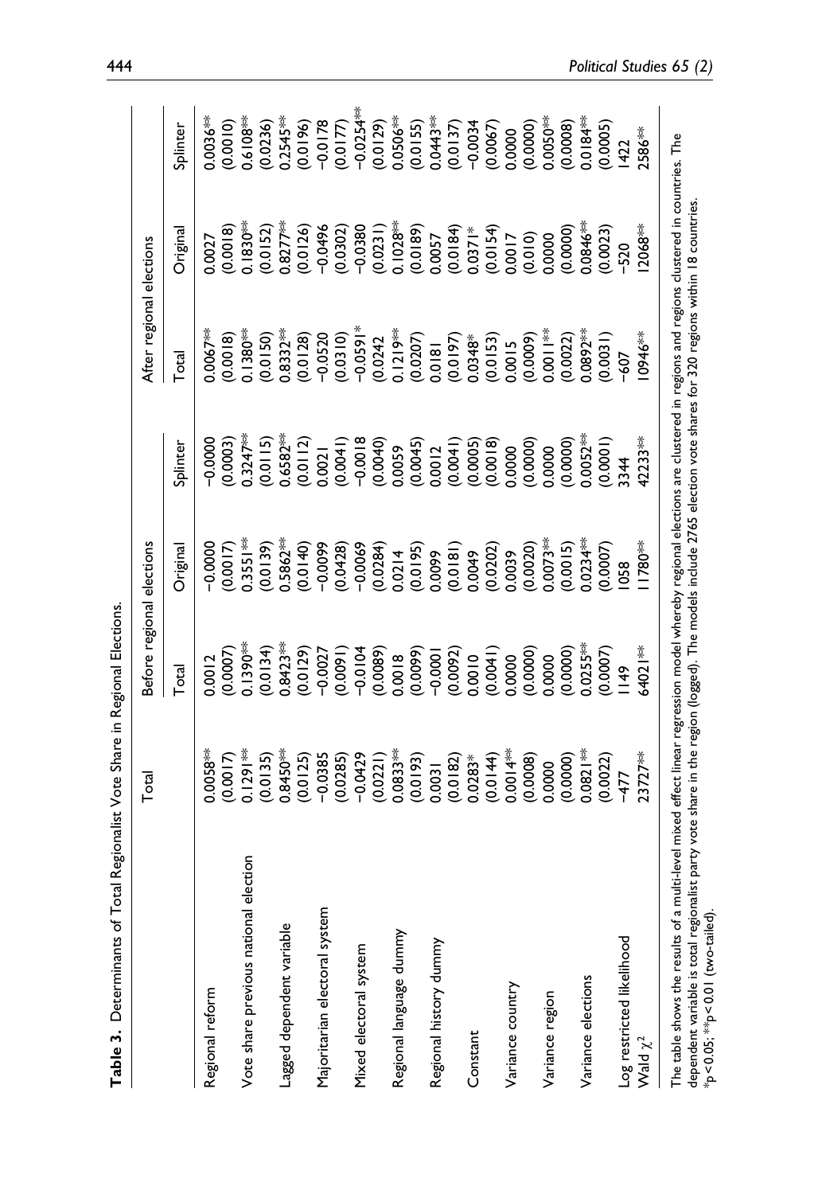**Table 3.** Determinants of Total Regionalist Vote Share in Regional Elections.

| | Total | Before regional elections | | | After regional elections | | |
|---|---|---|---|---|---|---|---|
| | | Total | Original | Splinter | Total | Original | Splinter |
| Regional reform | 0.0058** | 0.0012 | −0.0000 | −0.0000 | 0.0067** | 0.0027 | 0.0036** |
| | (0.0017) | (0.0007) | (0.0017) | (0.0003) | (0.0018) | (0.0018) | (0.0010) |
| Vote share previous national election | 0.1291** | 0.1390** | 0.3551** | 0.3247** | 0.1380** | 0.1830** | 0.6108** |
| | (0.0135) | (0.0134) | (0.0139) | (0.0115) | (0.0150) | (0.0152) | (0.0236) |
| Lagged dependent variable | 0.8450** | 0.8423** | 0.5862** | 0.6582** | 0.8332** | 0.8277** | 0.2545** |
| | (0.0125) | (0.0129) | (0.0140) | (0.0112) | (0.0128) | (0.0126) | (0.0196) |
| Majoritarian electoral system | −0.0385 | −0.0027 | −0.0099 | 0.0021 | −0.0520 | −0.0496 | −0.0178 |
| | (0.0285) | (0.0091) | (0.0428) | (0.0041) | (0.0310) | (0.0302) | (0.0177) |
| Mixed electoral system | −0.0429 | −0.0104 | −0.0069 | −0.0018 | −0.0591* | −0.0380 | −0.0254** |
| | (0.0221) | (0.0089) | (0.0284) | (0.0040) | (0.0242 | (0.0231) | (0.0129) |
| Regional language dummy | 0.0833** | 0.0018 | 0.0214 | 0.0059 | 0.1219** | 0.1028** | 0.0506** |
| | (0.0193) | (0.0099) | (0.0195) | (0.0045) | (0.0207) | (0.0189) | (0.0155) |
| Regional history dummy | 0.0031 | −0.0001 | 0.0099 | 0.0012 | 0.0181 | 0.0057 | 0.0443** |
| | (0.0182) | (0.0092) | (0.0181) | (0.0041) | (0.0197) | (0.0184) | (0.0137) |
| Constant | 0.0283* | 0.0010 | 0.0049 | (0.0005) | 0.0348* | 0.0371* | −0.0034 |
| | (0.0144) | (0.0041) | (0.0202) | (0.0018) | (0.0153) | (0.0154) | (0.0067) |
| Variance country | 0.0014** | 0.0000 | 0.0039 | 0.0000 | 0.0015 | 0.0017 | 0.0000 |
| | (0.0008) | (0.0000) | (0.0020) | (0.0000) | (0.0009) | (0.010) | (0.0000) |
| Variance region | 0.0000 | 0.0000 | 0.0073** | 0.0000 | 0.0011** | 0.0000 | 0.0050** |
| | (0.0000) | (0.0000) | (0.0015) | (0.0000) | (0.0022) | (0.0000) | (0.0008) |
| Variance elections | 0.0821** | 0.0255** | 0.0234** | 0.0052** | 0.0892** | 0.0846** | 0.0184** |
| | (0.0022) | (0.0007) | (0.0007) | (0.0001) | (0.0031) | (0.0023) | (0.0005) |
| Log restricted likelihood | −477 | 1149 | 1058 | 3344 | −607 | −520 | 1422 |
| Wald $\chi^2$ | 23727** | 64021** | 11780** | 42233** | 10946** | 12068** | 2586** |

The table shows the results of a multi-level mixed effect linear regression model whereby regional elections are clustered in regions and regions clustered in countries. The dependent variable is total regionalist party vote share in the region (logged). The models include 2765 election vote shares for 320 regions within 18 countries.
*$p<0.05$; **$p<0.01$ (two-tailed).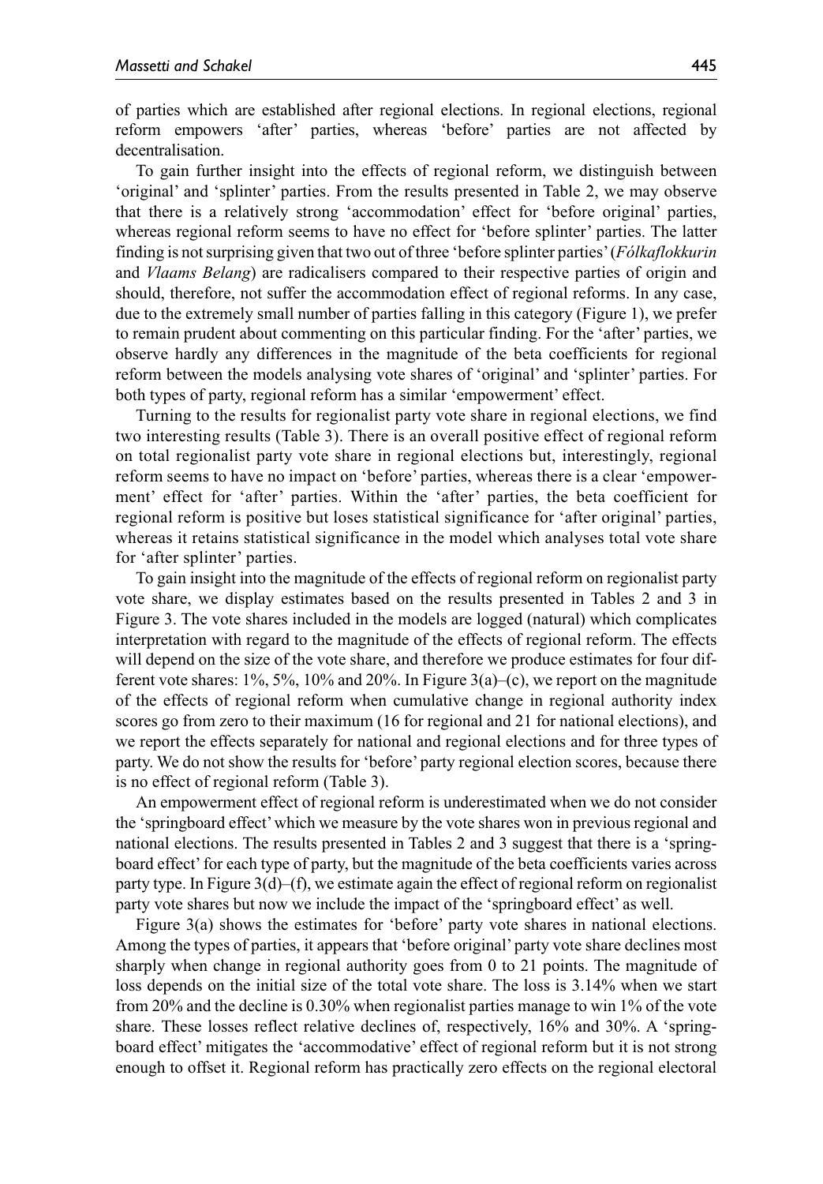of parties which are established after regional elections. In regional elections, regional reform empowers 'after' parties, whereas 'before' parties are not affected by decentralisation.

To gain further insight into the effects of regional reform, we distinguish between 'original' and 'splinter' parties. From the results presented in Table 2, we may observe that there is a relatively strong 'accommodation' effect for 'before original' parties, whereas regional reform seems to have no effect for 'before splinter' parties. The latter finding is not surprising given that two out of three 'before splinter parties' (*Fólkaflokkurin* and *Vlaams Belang*) are radicalisers compared to their respective parties of origin and should, therefore, not suffer the accommodation effect of regional reforms. In any case, due to the extremely small number of parties falling in this category (Figure 1), we prefer to remain prudent about commenting on this particular finding. For the 'after' parties, we observe hardly any differences in the magnitude of the beta coefficients for regional reform between the models analysing vote shares of 'original' and 'splinter' parties. For both types of party, regional reform has a similar 'empowerment' effect.

Turning to the results for regionalist party vote share in regional elections, we find two interesting results (Table 3). There is an overall positive effect of regional reform on total regionalist party vote share in regional elections but, interestingly, regional reform seems to have no impact on 'before' parties, whereas there is a clear 'empowerment' effect for 'after' parties. Within the 'after' parties, the beta coefficient for regional reform is positive but loses statistical significance for 'after original' parties, whereas it retains statistical significance in the model which analyses total vote share for 'after splinter' parties.

To gain insight into the magnitude of the effects of regional reform on regionalist party vote share, we display estimates based on the results presented in Tables 2 and 3 in Figure 3. The vote shares included in the models are logged (natural) which complicates interpretation with regard to the magnitude of the effects of regional reform. The effects will depend on the size of the vote share, and therefore we produce estimates for four different vote shares: 1%, 5%, 10% and 20%. In Figure 3(a)–(c), we report on the magnitude of the effects of regional reform when cumulative change in regional authority index scores go from zero to their maximum (16 for regional and 21 for national elections), and we report the effects separately for national and regional elections and for three types of party. We do not show the results for 'before' party regional election scores, because there is no effect of regional reform (Table 3).

An empowerment effect of regional reform is underestimated when we do not consider the 'springboard effect' which we measure by the vote shares won in previous regional and national elections. The results presented in Tables 2 and 3 suggest that there is a 'springboard effect' for each type of party, but the magnitude of the beta coefficients varies across party type. In Figure 3(d)–(f), we estimate again the effect of regional reform on regionalist party vote shares but now we include the impact of the 'springboard effect' as well.

Figure 3(a) shows the estimates for 'before' party vote shares in national elections. Among the types of parties, it appears that 'before original' party vote share declines most sharply when change in regional authority goes from 0 to 21 points. The magnitude of loss depends on the initial size of the total vote share. The loss is 3.14% when we start from 20% and the decline is 0.30% when regionalist parties manage to win 1% of the vote share. These losses reflect relative declines of, respectively, 16% and 30%. A 'springboard effect' mitigates the 'accommodative' effect of regional reform but it is not strong enough to offset it. Regional reform has practically zero effects on the regional electoral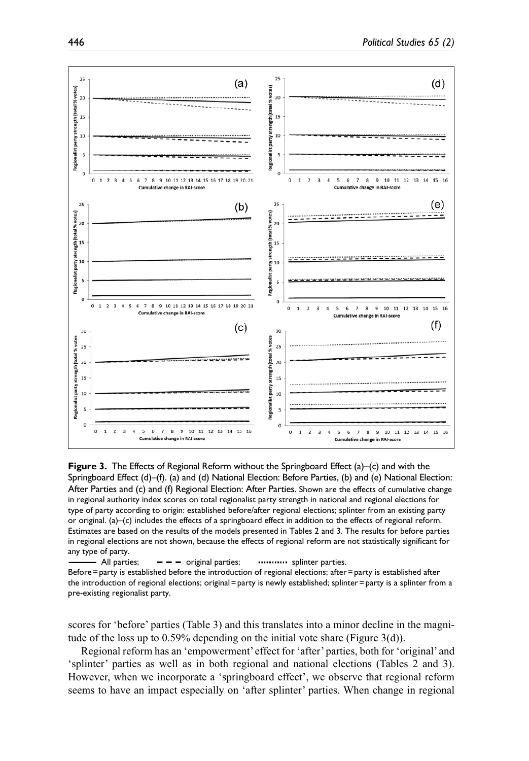**Figure 3.** The Effects of Regional Reform without the Springboard Effect (a)–(c) and with the Springboard Effect (d)–(f). (a) and (d) National Election: Before Parties, (b) and (e) National Election: After Parties and (c) and (f) Regional Election: After Parties. Shown are the effects of cumulative change in regional authority index scores on total regionalist party strength in national and regional elections for type of party according to origin: established before/after regional elections; splinter from an existing party or original. (a)–(c) includes the effects of a springboard effect in addition to the effects of regional reform. Estimates are based on the results of the models presented in Tables 2 and 3. The results for before parties in regional elections are not shown, because the effects of regional reform are not statistically significant for any type of party.

——— All parties; – – – original parties; ………… splinter parties.

Before = party is established before the introduction of regional elections; after = party is established after the introduction of regional elections; original = party is newly established; splinter = party is a splinter from a pre-existing regionalist party.

scores for 'before' parties (Table 3) and this translates into a minor decline in the magnitude of the loss up to 0.59% depending on the initial vote share (Figure 3(d)).

Regional reform has an 'empowerment' effect for 'after' parties, both for 'original' and 'splinter' parties as well as in both regional and national elections (Tables 2 and 3). However, when we incorporate a 'springboard effect', we observe that regional reform seems to have an impact especially on 'after splinter' parties. When change in regional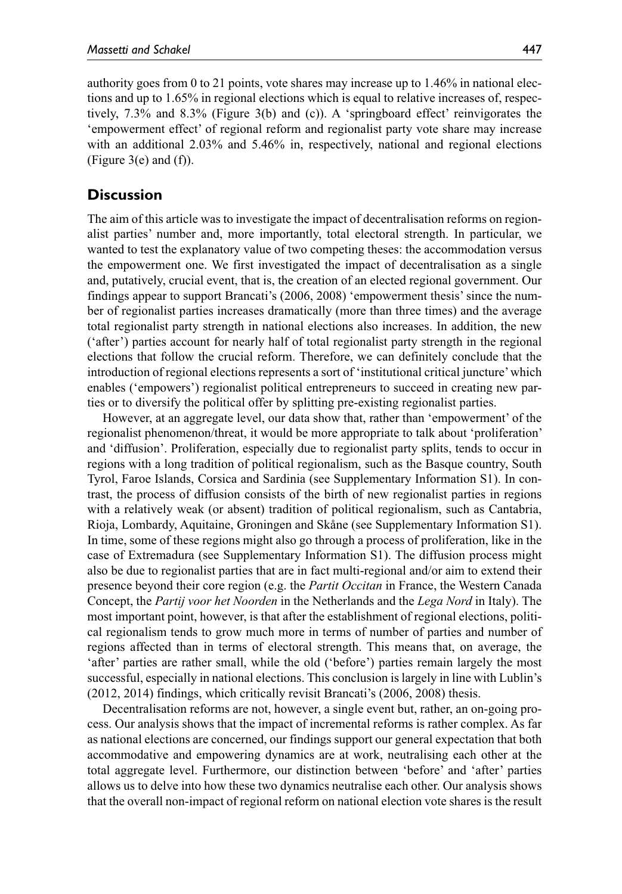authority goes from 0 to 21 points, vote shares may increase up to 1.46% in national elections and up to 1.65% in regional elections which is equal to relative increases of, respectively, 7.3% and 8.3% (Figure 3(b) and (c)). A 'springboard effect' reinvigorates the 'empowerment effect' of regional reform and regionalist party vote share may increase with an additional 2.03% and 5.46% in, respectively, national and regional elections (Figure 3(e) and (f)).

## Discussion

The aim of this article was to investigate the impact of decentralisation reforms on regionalist parties' number and, more importantly, total electoral strength. In particular, we wanted to test the explanatory value of two competing theses: the accommodation versus the empowerment one. We first investigated the impact of decentralisation as a single and, putatively, crucial event, that is, the creation of an elected regional government. Our findings appear to support Brancati's (2006, 2008) 'empowerment thesis' since the number of regionalist parties increases dramatically (more than three times) and the average total regionalist party strength in national elections also increases. In addition, the new ('after') parties account for nearly half of total regionalist party strength in the regional elections that follow the crucial reform. Therefore, we can definitely conclude that the introduction of regional elections represents a sort of 'institutional critical juncture' which enables ('empowers') regionalist political entrepreneurs to succeed in creating new parties or to diversify the political offer by splitting pre-existing regionalist parties.

However, at an aggregate level, our data show that, rather than 'empowerment' of the regionalist phenomenon/threat, it would be more appropriate to talk about 'proliferation' and 'diffusion'. Proliferation, especially due to regionalist party splits, tends to occur in regions with a long tradition of political regionalism, such as the Basque country, South Tyrol, Faroe Islands, Corsica and Sardinia (see Supplementary Information S1). In contrast, the process of diffusion consists of the birth of new regionalist parties in regions with a relatively weak (or absent) tradition of political regionalism, such as Cantabria, Rioja, Lombardy, Aquitaine, Groningen and Skåne (see Supplementary Information S1). In time, some of these regions might also go through a process of proliferation, like in the case of Extremadura (see Supplementary Information S1). The diffusion process might also be due to regionalist parties that are in fact multi-regional and/or aim to extend their presence beyond their core region (e.g. the *Partit Occitan* in France, the Western Canada Concept, the *Partij voor het Noorden* in the Netherlands and the *Lega Nord* in Italy). The most important point, however, is that after the establishment of regional elections, political regionalism tends to grow much more in terms of number of parties and number of regions affected than in terms of electoral strength. This means that, on average, the 'after' parties are rather small, while the old ('before') parties remain largely the most successful, especially in national elections. This conclusion is largely in line with Lublin's (2012, 2014) findings, which critically revisit Brancati's (2006, 2008) thesis.

Decentralisation reforms are not, however, a single event but, rather, an on-going process. Our analysis shows that the impact of incremental reforms is rather complex. As far as national elections are concerned, our findings support our general expectation that both accommodative and empowering dynamics are at work, neutralising each other at the total aggregate level. Furthermore, our distinction between 'before' and 'after' parties allows us to delve into how these two dynamics neutralise each other. Our analysis shows that the overall non-impact of regional reform on national election vote shares is the result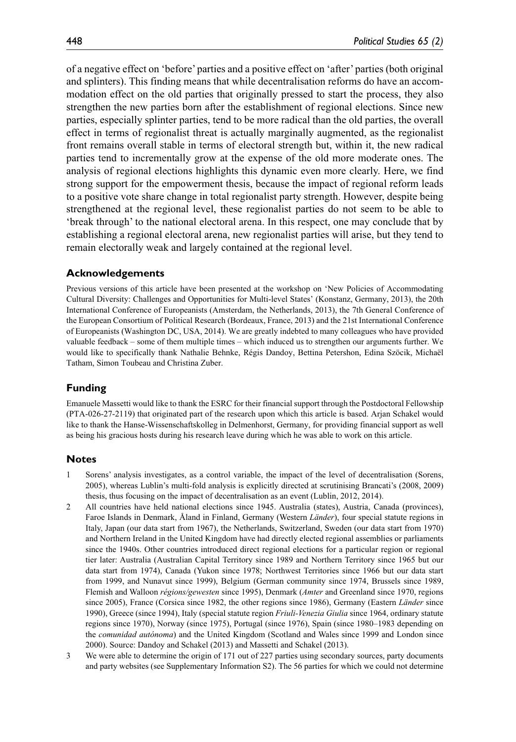of a negative effect on 'before' parties and a positive effect on 'after' parties (both original and splinters). This finding means that while decentralisation reforms do have an accommodation effect on the old parties that originally pressed to start the process, they also strengthen the new parties born after the establishment of regional elections. Since new parties, especially splinter parties, tend to be more radical than the old parties, the overall effect in terms of regionalist threat is actually marginally augmented, as the regionalist front remains overall stable in terms of electoral strength but, within it, the new radical parties tend to incrementally grow at the expense of the old more moderate ones. The analysis of regional elections highlights this dynamic even more clearly. Here, we find strong support for the empowerment thesis, because the impact of regional reform leads to a positive vote share change in total regionalist party strength. However, despite being strengthened at the regional level, these regionalist parties do not seem to be able to 'break through' to the national electoral arena. In this respect, one may conclude that by establishing a regional electoral arena, new regionalist parties will arise, but they tend to remain electorally weak and largely contained at the regional level.

## Acknowledgements

Previous versions of this article have been presented at the workshop on 'New Policies of Accommodating Cultural Diversity: Challenges and Opportunities for Multi-level States' (Konstanz, Germany, 2013), the 20th International Conference of Europeanists (Amsterdam, the Netherlands, 2013), the 7th General Conference of the European Consortium of Political Research (Bordeaux, France, 2013) and the 21st International Conference of Europeanists (Washington DC, USA, 2014). We are greatly indebted to many colleagues who have provided valuable feedback – some of them multiple times – which induced us to strengthen our arguments further. We would like to specifically thank Nathalie Behnke, Régis Dandoy, Bettina Petershon, Edina Szöcik, Michaël Tatham, Simon Toubeau and Christina Zuber.

## Funding

Emanuele Massetti would like to thank the ESRC for their financial support through the Postdoctoral Fellowship (PTA-026-27-2119) that originated part of the research upon which this article is based. Arjan Schakel would like to thank the Hanse-Wissenschaftskolleg in Delmenhorst, Germany, for providing financial support as well as being his gracious hosts during his research leave during which he was able to work on this article.

## Notes

1. Sorens' analysis investigates, as a control variable, the impact of the level of decentralisation (Sorens, 2005), whereas Lublin's multi-fold analysis is explicitly directed at scrutinising Brancati's (2008, 2009) thesis, thus focusing on the impact of decentralisation as an event (Lublin, 2012, 2014).
2. All countries have held national elections since 1945. Australia (states), Austria, Canada (provinces), Faroe Islands in Denmark, Åland in Finland, Germany (Western *Länder*), four special statute regions in Italy, Japan (our data start from 1967), the Netherlands, Switzerland, Sweden (our data start from 1970) and Northern Ireland in the United Kingdom have had directly elected regional assemblies or parliaments since the 1940s. Other countries introduced direct regional elections for a particular region or regional tier later: Australia (Australian Capital Territory since 1989 and Northern Territory since 1965 but our data start from 1974), Canada (Yukon since 1978; Northwest Territories since 1966 but our data start from 1999, and Nunavut since 1999), Belgium (German community since 1974, Brussels since 1989, Flemish and Walloon *régions/gewesten* since 1995), Denmark (*Amter* and Greenland since 1970, regions since 2005), France (Corsica since 1982, the other regions since 1986), Germany (Eastern *Länder* since 1990), Greece (since 1994), Italy (special statute region *Friuli-Venezia Giulia* since 1964, ordinary statute regions since 1970), Norway (since 1975), Portugal (since 1976), Spain (since 1980–1983 depending on the *comunidad autónoma*) and the United Kingdom (Scotland and Wales since 1999 and London since 2000). Source: Dandoy and Schakel (2013) and Massetti and Schakel (2013).
3. We were able to determine the origin of 171 out of 227 parties using secondary sources, party documents and party websites (see Supplementary Information S2). The 56 parties for which we could not determine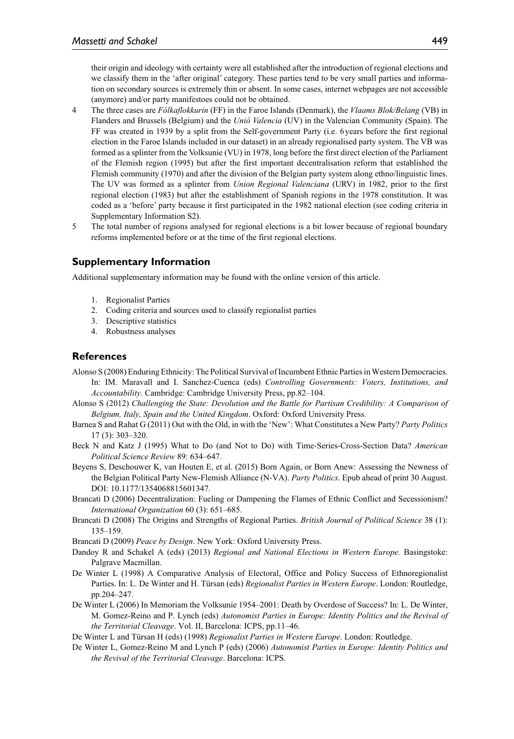their origin and ideology with certainty were all established after the introduction of regional elections and we classify them in the 'after original' category. These parties tend to be very small parties and information on secondary sources is extremely thin or absent. In some cases, internet webpages are not accessible (anymore) and/or party manifestoes could not be obtained.

4 The three cases are *Fólkaflokkurin* (FF) in the Faroe Islands (Denmark), the *Vlaams Blok/Belang* (VB) in Flanders and Brussels (Belgium) and the *Unió Valencia* (UV) in the Valencian Community (Spain). The FF was created in 1939 by a split from the Self-government Party (i.e. 6 years before the first regional election in the Faroe Islands included in our dataset) in an already regionalised party system. The VB was formed as a splinter from the Volksunie (VU) in 1978, long before the first direct election of the Parliament of the Flemish region (1995) but after the first important decentralisation reform that established the Flemish community (1970) and after the division of the Belgian party system along ethno/linguistic lines. The UV was formed as a splinter from *Union Regional Valenciana* (URV) in 1982, prior to the first regional election (1983) but after the establishment of Spanish regions in the 1978 constitution. It was coded as a 'before' party because it first participated in the 1982 national election (see coding criteria in Supplementary Information S2).

5 The total number of regions analysed for regional elections is a bit lower because of regional boundary reforms implemented before or at the time of the first regional elections.

## Supplementary Information

Additional supplementary information may be found with the online version of this article.

1. Regionalist Parties
2. Coding criteria and sources used to classify regionalist parties
3. Descriptive statistics
4. Robustness analyses

## References

Alonso S (2008) Enduring Ethnicity: The Political Survival of Incumbent Ethnic Parties in Western Democracies. In: IM. Maravall and I. Sanchez-Cuenca (eds) *Controlling Governments: Voters, Institutions, and Accountability*. Cambridge: Cambridge University Press, pp.82–104.

Alonso S (2012) *Challenging the State: Devolution and the Battle for Partisan Credibility: A Comparison of Belgium, Italy, Spain and the United Kingdom*. Oxford: Oxford University Press.

Barnea S and Rahat G (2011) Out with the Old, in with the 'New': What Constitutes a New Party? *Party Politics* 17 (3): 303–320.

Beck N and Katz J (1995) What to Do (and Not to Do) with Time-Series-Cross-Section Data? *American Political Science Review* 89: 634–647.

Beyens S, Deschouwer K, van Houten E, et al. (2015) Born Again, or Born Anew: Assessing the Newness of the Belgian Political Party New-Flemish Alliance (N-VA). *Party Politics*. Epub ahead of print 30 August. DOI: 10.1177/1354068815601347.

Brancati D (2006) Decentralization: Fueling or Dampening the Flames of Ethnic Conflict and Secessionism? *International Organization* 60 (3): 651–685.

Brancati D (2008) The Origins and Strengths of Regional Parties. *British Journal of Political Science* 38 (1): 135–159.

Brancati D (2009) *Peace by Design*. New York: Oxford University Press.

Dandoy R and Schakel A (eds) (2013) *Regional and National Elections in Western Europe.* Basingstoke: Palgrave Macmillan.

De Winter L (1998) A Comparative Analysis of Electoral, Office and Policy Success of Ethnoregionalist Parties. In: L. De Winter and H. Türsan (eds) *Regionalist Parties in Western Europe*. London: Routledge, pp.204–247.

De Winter L (2006) In Memoriam the Volksunie 1954–2001: Death by Overdose of Success? In: L. De Winter, M. Gomez-Reino and P. Lynch (eds) *Autonomist Parties in Europe: Identity Politics and the Revival of the Territorial Cleavage*. Vol. II, Barcelona: ICPS, pp.11–46.

De Winter L and Türsan H (eds) (1998) *Regionalist Parties in Western Europe*. London: Routledge.

De Winter L, Gomez-Reino M and Lynch P (eds) (2006) *Autonomist Parties in Europe: Identity Politics and the Revival of the Territorial Cleavage*. Barcelona: ICPS.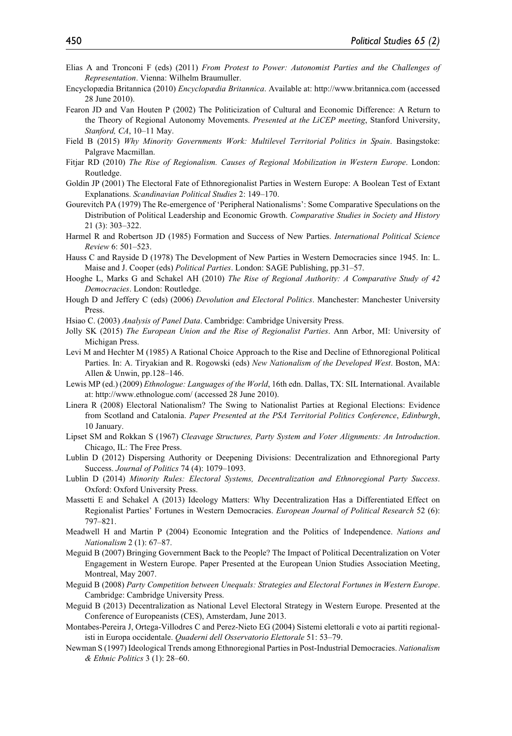Elias A and Tronconi F (eds) (2011) *From Protest to Power: Autonomist Parties and the Challenges of Representation*. Vienna: Wilhelm Braumuller.

Encyclopædia Britannica (2010) *Encyclopædia Britannica*. Available at: http://www.britannica.com (accessed 28 June 2010).

Fearon JD and Van Houten P (2002) The Politicization of Cultural and Economic Difference: A Return to the Theory of Regional Autonomy Movements. *Presented at the LiCEP meeting*, Stanford University, *Stanford, CA*, 10–11 May.

Field B (2015) *Why Minority Governments Work: Multilevel Territorial Politics in Spain*. Basingstoke: Palgrave Macmillan.

Fitjar RD (2010) *The Rise of Regionalism. Causes of Regional Mobilization in Western Europe*. London: Routledge.

Goldin JP (2001) The Electoral Fate of Ethnoregionalist Parties in Western Europe: A Boolean Test of Extant Explanations. *Scandinavian Political Studies* 2: 149–170.

Gourevitch PA (1979) The Re-emergence of 'Peripheral Nationalisms': Some Comparative Speculations on the Distribution of Political Leadership and Economic Growth. *Comparative Studies in Society and History* 21 (3): 303–322.

Harmel R and Robertson JD (1985) Formation and Success of New Parties. *International Political Science Review* 6: 501–523.

Hauss C and Rayside D (1978) The Development of New Parties in Western Democracies since 1945. In: L. Maise and J. Cooper (eds) *Political Parties*. London: SAGE Publishing, pp.31–57.

Hooghe L, Marks G and Schakel AH (2010) *The Rise of Regional Authority: A Comparative Study of 42 Democracies*. London: Routledge.

Hough D and Jeffery C (eds) (2006) *Devolution and Electoral Politics*. Manchester: Manchester University Press.

Hsiao C. (2003) *Analysis of Panel Data*. Cambridge: Cambridge University Press.

Jolly SK (2015) *The European Union and the Rise of Regionalist Parties*. Ann Arbor, MI: University of Michigan Press.

Levi M and Hechter M (1985) A Rational Choice Approach to the Rise and Decline of Ethnoregional Political Parties. In: A. Tiryakian and R. Rogowski (eds) *New Nationalism of the Developed West*. Boston, MA: Allen & Unwin, pp.128–146.

Lewis MP (ed.) (2009) *Ethnologue: Languages of the World*, 16th edn. Dallas, TX: SIL International. Available at: http://www.ethnologue.com/ (accessed 28 June 2010).

Linera R (2008) Electoral Nationalism? The Swing to Nationalist Parties at Regional Elections: Evidence from Scotland and Catalonia. *Paper Presented at the PSA Territorial Politics Conference*, *Edinburgh*, 10 January.

Lipset SM and Rokkan S (1967) *Cleavage Structures, Party System and Voter Alignments: An Introduction*. Chicago, IL: The Free Press.

Lublin D (2012) Dispersing Authority or Deepening Divisions: Decentralization and Ethnoregional Party Success. *Journal of Politics* 74 (4): 1079–1093.

Lublin D (2014) *Minority Rules: Electoral Systems, Decentralization and Ethnoregional Party Success*. Oxford: Oxford University Press.

Massetti E and Schakel A (2013) Ideology Matters: Why Decentralization Has a Differentiated Effect on Regionalist Parties' Fortunes in Western Democracies. *European Journal of Political Research* 52 (6): 797–821.

Meadwell H and Martin P (2004) Economic Integration and the Politics of Independence. *Nations and Nationalism* 2 (1): 67–87.

Meguid B (2007) Bringing Government Back to the People? The Impact of Political Decentralization on Voter Engagement in Western Europe. Paper Presented at the European Union Studies Association Meeting, Montreal, May 2007.

Meguid B (2008) *Party Competition between Unequals: Strategies and Electoral Fortunes in Western Europe*. Cambridge: Cambridge University Press.

Meguid B (2013) Decentralization as National Level Electoral Strategy in Western Europe. Presented at the Conference of Europeanists (CES), Amsterdam, June 2013.

Montabes-Pereira J, Ortega-Villodres C and Perez-Nieto EG (2004) Sistemi elettorali e voto ai partiti regionalisti in Europa occidentale. *Quaderni dell Osservatorio Elettorale* 51: 53–79.

Newman S (1997) Ideological Trends among Ethnoregional Parties in Post-Industrial Democracies. *Nationalism & Ethnic Politics* 3 (1): 28–60.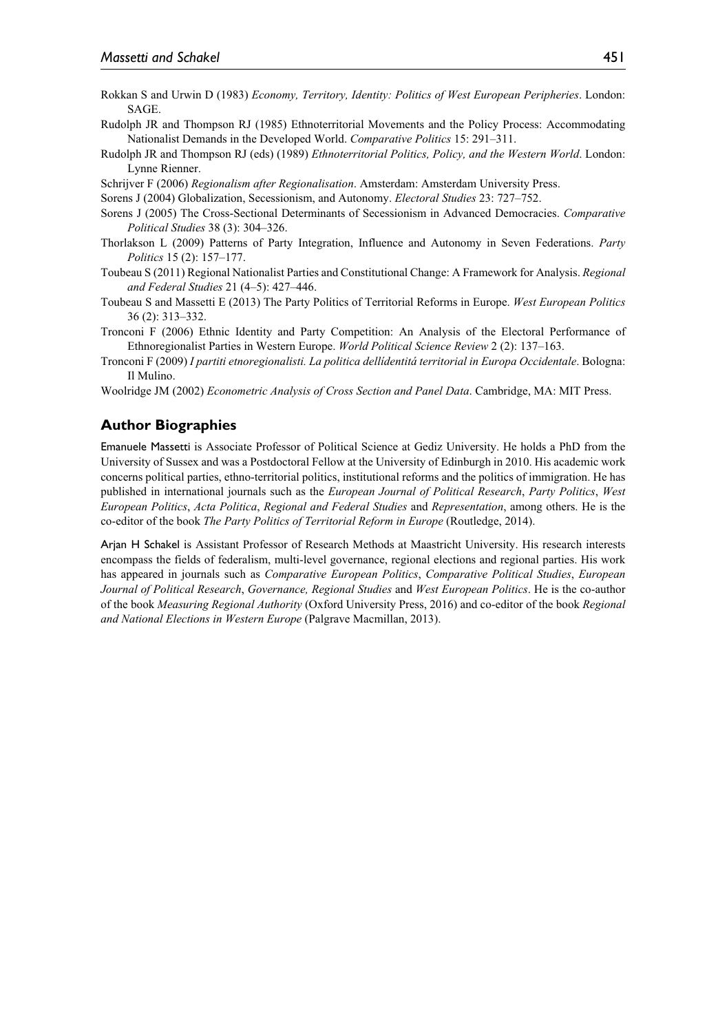Rokkan S and Urwin D (1983) *Economy, Territory, Identity: Politics of West European Peripheries*. London: SAGE.

Rudolph JR and Thompson RJ (1985) Ethnoterritorial Movements and the Policy Process: Accommodating Nationalist Demands in the Developed World. *Comparative Politics* 15: 291–311.

Rudolph JR and Thompson RJ (eds) (1989) *Ethnoterritorial Politics, Policy, and the Western World*. London: Lynne Rienner.

Schrijver F (2006) *Regionalism after Regionalisation*. Amsterdam: Amsterdam University Press.

Sorens J (2004) Globalization, Secessionism, and Autonomy. *Electoral Studies* 23: 727–752.

Sorens J (2005) The Cross-Sectional Determinants of Secessionism in Advanced Democracies. *Comparative Political Studies* 38 (3): 304–326.

Thorlakson L (2009) Patterns of Party Integration, Influence and Autonomy in Seven Federations. *Party Politics* 15 (2): 157–177.

Toubeau S (2011) Regional Nationalist Parties and Constitutional Change: A Framework for Analysis. *Regional and Federal Studies* 21 (4–5): 427–446.

Toubeau S and Massetti E (2013) The Party Politics of Territorial Reforms in Europe. *West European Politics* 36 (2): 313–332.

Tronconi F (2006) Ethnic Identity and Party Competition: An Analysis of the Electoral Performance of Ethnoregionalist Parties in Western Europe. *World Political Science Review* 2 (2): 137–163.

Tronconi F (2009) *I partiti etnoregionalisti. La politica dellídentitá territorial in Europa Occidentale*. Bologna: Il Mulino.

Woolridge JM (2002) *Econometric Analysis of Cross Section and Panel Data*. Cambridge, MA: MIT Press.

## Author Biographies

Emanuele Massetti is Associate Professor of Political Science at Gediz University. He holds a PhD from the University of Sussex and was a Postdoctoral Fellow at the University of Edinburgh in 2010. His academic work concerns political parties, ethno-territorial politics, institutional reforms and the politics of immigration. He has published in international journals such as the *European Journal of Political Research*, *Party Politics*, *West European Politics*, *Acta Politica*, *Regional and Federal Studies* and *Representation*, among others. He is the co-editor of the book *The Party Politics of Territorial Reform in Europe* (Routledge, 2014).

Arjan H Schakel is Assistant Professor of Research Methods at Maastricht University. His research interests encompass the fields of federalism, multi-level governance, regional elections and regional parties. His work has appeared in journals such as *Comparative European Politics*, *Comparative Political Studies*, *European Journal of Political Research*, *Governance, Regional Studies* and *West European Politics*. He is the co-author of the book *Measuring Regional Authority* (Oxford University Press, 2016) and co-editor of the book *Regional and National Elections in Western Europe* (Palgrave Macmillan, 2013).